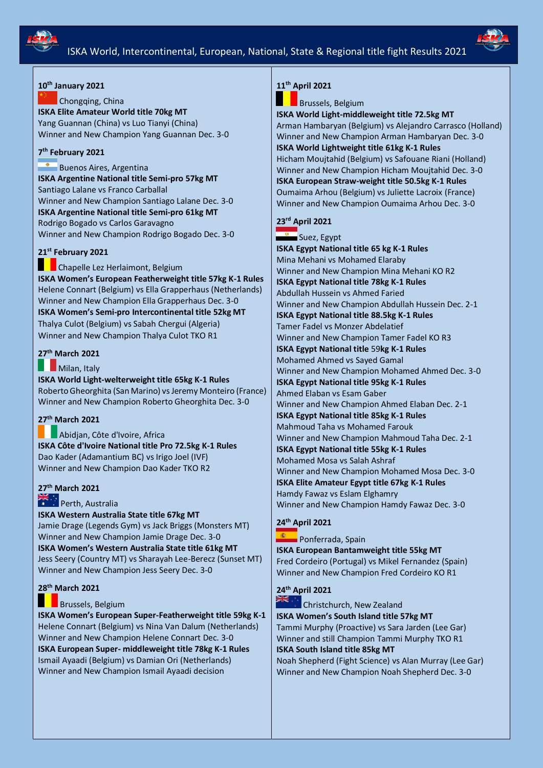# ISKA World, Intercontinental, European, National, State & Regional title fight Results 2021

**10th January 2021**

Chongqing, China

**ISKA Elite Amateur World title 70kg MT**
Yang Guannan (China) vs Luo Tianyi (China)
Winner and New Champion Yang Guannan Dec. 3-0

**7th February 2021**

Buenos Aires, Argentina

**ISKA Argentine National title Semi-pro 57kg MT**
Santiago Lalane vs Franco Carballal
Winner and New Champion Santiago Lalane Dec. 3-0

**ISKA Argentine National title Semi-pro 61kg MT**
Rodrigo Bogado vs Carlos Garavagno
Winner and New Champion Rodrigo Bogado Dec. 3-0

**21st February 2021**

Chapelle Lez Herlaimont, Belgium

**ISKA Women's European Featherweight title 57kg K-1 Rules**
Helene Connart (Belgium) vs Ella Grapperhaus (Netherlands)
Winner and New Champion Ella Grapperhaus Dec. 3-0

**ISKA Women's Semi-pro Intercontinental title 52kg MT**
Thalya Culot (Belgium) vs Sabah Chergui (Algeria)
Winner and New Champion Thalya Culot TKO R1

**27th March 2021**

Milan, Italy

**ISKA World Light-welterweight title 65kg K-1 Rules**
Roberto Gheorghita (San Marino) vs Jeremy Monteiro (France)
Winner and New Champion Roberto Gheorghita Dec. 3-0

**27th March 2021**

Abidjan, Côte d'Ivoire, Africa

**ISKA Côte d'Ivoire National title Pro 72.5kg K-1 Rules**
Dao Kader (Adamantium BC) vs Irigo Joel (IVF)
Winner and New Champion Dao Kader TKO R2

**27th March 2021**

Perth, Australia

**ISKA Western Australia State title 67kg MT**
Jamie Drage (Legends Gym) vs Jack Briggs (Monsters MT)
Winner and New Champion Jamie Drage Dec. 3-0

**ISKA Women's Western Australia State title 61kg MT**
Jess Seery (Country MT) vs Sharayah Lee-Berecz (Sunset MT)
Winner and New Champion Jess Seery Dec. 3-0

**28th March 2021**

Brussels, Belgium

**ISKA Women's European Super-Featherweight title 59kg K-1**
Helene Connart (Belgium) vs Nina Van Dalum (Netherlands)
Winner and New Champion Helene Connart Dec. 3-0

**ISKA European Super- middleweight title 78kg K-1 Rules**
Ismail Ayaadi (Belgium) vs Damian Ori (Netherlands)
Winner and New Champion Ismail Ayaadi decision

**11th April 2021**

Brussels, Belgium

**ISKA World Light-middleweight title 72.5kg MT**
Arman Hambaryan (Belgium) vs Alejandro Carrasco (Holland)
Winner and New Champion Arman Hambaryan Dec. 3-0

**ISKA World Lightweight title 61kg K-1 Rules**
Hicham Moujtahid (Belgium) vs Safouane Riani (Holland)
Winner and New Champion Hicham Moujtahid Dec. 3-0

**ISKA European Straw-weight title 50.5kg K-1 Rules**
Oumaima Arhou (Belgium) vs Juliette Lacroix (France)
Winner and New Champion Oumaima Arhou Dec. 3-0

**23rd April 2021**

Suez, Egypt

**ISKA Egypt National title 65 kg K-1 Rules**
Mina Mehani vs Mohamed Elaraby
Winner and New Champion Mina Mehani KO R2

**ISKA Egypt National title 78kg K-1 Rules**
Abdullah Hussein vs Ahmed Faried
Winner and New Champion Abdullah Hussein Dec. 2-1

**ISKA Egypt National title 88.5kg K-1 Rules**
Tamer Fadel vs Monzer Abdelatief
Winner and New Champion Tamer Fadel KO R3

**ISKA Egypt National title 59kg K-1 Rules**
Mohamed Ahmed vs Sayed Gamal
Winner and New Champion Mohamed Ahmed Dec. 3-0

**ISKA Egypt National title 95kg K-1 Rules**
Ahmed Elaban vs Esam Gaber
Winner and New Champion Ahmed Elaban Dec. 2-1

**ISKA Egypt National title 85kg K-1 Rules**
Mahmoud Taha vs Mohamed Farouk
Winner and New Champion Mahmoud Taha Dec. 2-1

**ISKA Egypt National title 55kg K-1 Rules**
Mohamed Mosa vs Salah Ashraf
Winner and New Champion Mohamed Mosa Dec. 3-0

**ISKA Elite Amateur Egypt title 67kg K-1 Rules**
Hamdy Fawaz vs Eslam Elghamry
Winner and New Champion Hamdy Fawaz Dec. 3-0

**24th April 2021**

Ponferrada, Spain

**ISKA European Bantamweight title 55kg MT**
Fred Cordeiro (Portugal) vs Mikel Fernandez (Spain)
Winner and New Champion Fred Cordeiro KO R1

**24th April 2021**

Christchurch, New Zealand

**ISKA Women's South Island title 57kg MT**
Tammi Murphy (Proactive) vs Sara Jarden (Lee Gar)
Winner and still Champion Tammi Murphy TKO R1

**ISKA South Island title 85kg MT**
Noah Shepherd (Fight Science) vs Alan Murray (Lee Gar)
Winner and New Champion Noah Shepherd Dec. 3-0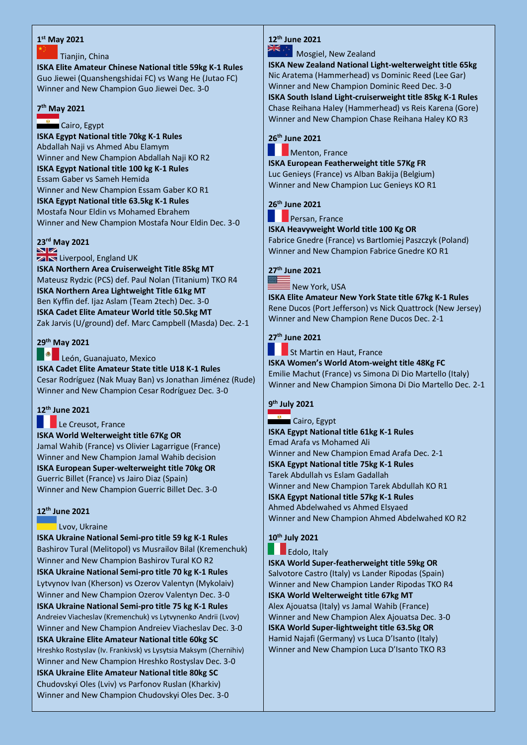**1st May 2021**

Tianjin, China

**ISKA Elite Amateur Chinese National title 59kg K-1 Rules**
Guo Jiewei (Quanshengshidai FC) vs Wang He (Jutao FC)
Winner and New Champion Guo Jiewei Dec. 3-0

**7th May 2021**

Cairo, Egypt

**ISKA Egypt National title 70kg K-1 Rules**
Abdallah Naji vs Ahmed Abu Elamym
Winner and New Champion Abdallah Naji KO R2

**ISKA Egypt National title 100 kg K-1 Rules**
Essam Gaber vs Sameh Hemida
Winner and New Champion Essam Gaber KO R1

**ISKA Egypt National title 63.5kg K-1 Rules**
Mostafa Nour Eldin vs Mohamed Ebrahem
Winner and New Champion Mostafa Nour Eldin Dec. 3-0

**23rd May 2021**

Liverpool, England UK

**ISKA Northern Area Cruiserweight Title 85kg MT**
Mateusz Rydzic (PCS) def. Paul Nolan (Titanium) TKO R4

**ISKA Northern Area Lightweight Title 61kg MT**
Ben Kyffin def. Ijaz Aslam (Team 2tech) Dec. 3-0

**ISKA Cadet Elite Amateur World title 50.5kg MT**
Zak Jarvis (U/ground) def. Marc Campbell (Masda) Dec. 2-1

**29th May 2021**

León, Guanajuato, Mexico

**ISKA Cadet Elite Amateur State title U18 K-1 Rules**
Cesar Rodríguez (Nak Muay Ban) vs Jonathan Jiménez (Rude)
Winner and New Champion Cesar Rodríguez Dec. 3-0

**12th June 2021**

Le Creusot, France

**ISKA World Welterweight title 67Kg OR**
Jamal Wahib (France) vs Olivier Lagarrigue (France)
Winner and New Champion Jamal Wahib decision

**ISKA European Super-welterweight title 70kg OR**
Guerric Billet (France) vs Jairo Diaz (Spain)
Winner and New Champion Guerric Billet Dec. 3-0

**12th June 2021**

Lvov, Ukraine

**ISKA Ukraine National Semi-pro title 59 kg K-1 Rules**
Bashirov Tural (Melitopol) vs Musrailov Bilal (Kremenchuk)
Winner and New Champion Bashirov Tural KO R2

**ISKA Ukraine National Semi-pro title 70 kg K-1 Rules**
Lytvynov Ivan (Kherson) vs Ozerov Valentyn (Mykolaiv)
Winner and New Champion Ozerov Valentyn Dec. 3-0

**ISKA Ukraine National Semi-pro title 75 kg K-1 Rules**
Andreiev Viacheslav (Kremenchuk) vs Lytvynenko Andrii (Lvov)
Winner and New Champion Andreiev Viacheslav Dec. 3-0

**ISKA Ukraine Elite Amateur National title 60kg SC**
Hreshko Rostyslav (Iv. Frankivsk) vs Lysytsia Maksym (Chernihiv)
Winner and New Champion Hreshko Rostyslav Dec. 3-0

**ISKA Ukraine Elite Amateur National title 80kg SC**
Chudovskyi Oles (Lviv) vs Parfonov Ruslan (Kharkiv)
Winner and New Champion Chudovskyi Oles Dec. 3-0

**12th June 2021**

Mosgiel, New Zealand

**ISKA New Zealand National Light-welterweight title 65kg**
Nic Aratema (Hammerhead) vs Dominic Reed (Lee Gar)
Winner and New Champion Dominic Reed Dec. 3-0

**ISKA South Island Light-cruiserweight title 85kg K-1 Rules**
Chase Reihana Haley (Hammerhead) vs Reis Karena (Gore)
Winner and New Champion Chase Reihana Haley KO R3

**26th June 2021**

Menton, France

**ISKA European Featherweight title 57Kg FR**
Luc Genieys (France) vs Alban Bakija (Belgium)
Winner and New Champion Luc Genieys KO R1

**26th June 2021**

Persan, France

**ISKA Heavyweight World title 100 Kg OR**
Fabrice Gnedre (France) vs Bartlomiej Paszczyk (Poland)
Winner and New Champion Fabrice Gnedre KO R1

**27th June 2021**

New York, USA

**ISKA Elite Amateur New York State title 67kg K-1 Rules**
Rene Ducos (Port Jefferson) vs Nick Quattrock (New Jersey)
Winner and New Champion Rene Ducos Dec. 2-1

**27th June 2021**

St Martin en Haut, France

**ISKA Women's World Atom-weight title 48Kg FC**
Emilie Machut (France) vs Simona Di Dio Martello (Italy)
Winner and New Champion Simona Di Dio Martello Dec. 2-1

**9th July 2021**

Cairo, Egypt

**ISKA Egypt National title 61kg K-1 Rules**
Emad Arafa vs Mohamed Ali
Winner and New Champion Emad Arafa Dec. 2-1

**ISKA Egypt National title 75kg K-1 Rules**
Tarek Abdullah vs Eslam Gadallah
Winner and New Champion Tarek Abdullah KO R1

**ISKA Egypt National title 57kg K-1 Rules**
Ahmed Abdelwahed vs Ahmed Elsyaed
Winner and New Champion Ahmed Abdelwahed KO R2

**10th July 2021**

Edolo, Italy

**ISKA World Super-featherweight title 59kg OR**
Salvotore Castro (Italy) vs Lander Ripodas (Spain)
Winner and New Champion Lander Ripodas TKO R4

**ISKA World Welterweight title 67kg MT**
Alex Ajouatsa (Italy) vs Jamal Wahib (France)
Winner and New Champion Alex Ajouatsa Dec. 3-0

**ISKA World Super-lightweight title 63.5kg OR**
Hamid Najafi (Germany) vs Luca D'Isanto (Italy)
Winner and New Champion Luca D'Isanto TKO R3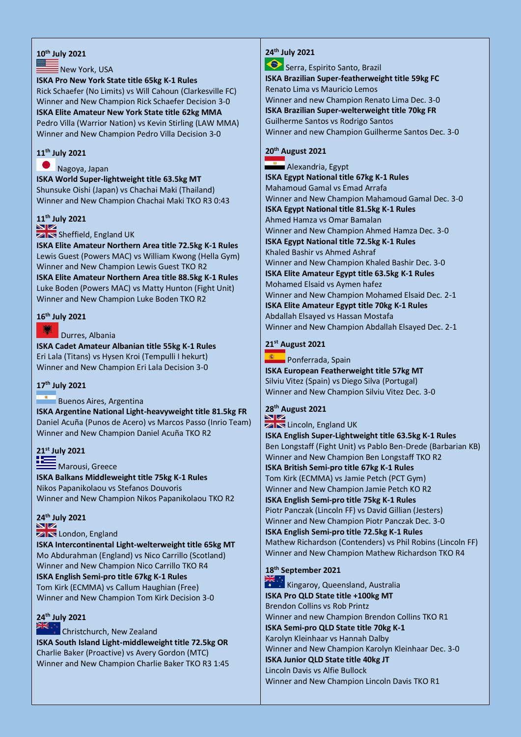**10th July 2021**

New York, USA

**ISKA Pro New York State title 65kg K-1 Rules**
Rick Schaefer (No Limits) vs Will Cahoun (Clarkesville FC)
Winner and New Champion Rick Schaefer Decision 3-0
**ISKA Elite Amateur New York State title 62kg MMA**
Pedro Villa (Warrior Nation) vs Kevin Stirling (LAW MMA)
Winner and New Champion Pedro Villa Decision 3-0

**11th July 2021**

Nagoya, Japan

**ISKA World Super-lightweight title 63.5kg MT**
Shunsuke Oishi (Japan) vs Chachai Maki (Thailand)
Winner and New Champion Chachai Maki TKO R3 0:43

**11th July 2021**

Sheffield, England UK

**ISKA Elite Amateur Northern Area title 72.5kg K-1 Rules**
Lewis Guest (Powers MAC) vs William Kwong (Hella Gym)
Winner and New Champion Lewis Guest TKO R2
**ISKA Elite Amateur Northern Area title 88.5kg K-1 Rules**
Luke Boden (Powers MAC) vs Matty Hunton (Fight Unit)
Winner and New Champion Luke Boden TKO R2

**16th July 2021**

Durres, Albania

**ISKA Cadet Amateur Albanian title 55kg K-1 Rules**
Eri Lala (Titans) vs Hysen Kroi (Tempulli I hekurt)
Winner and New Champion Eri Lala Decision 3-0

**17th July 2021**

Buenos Aires, Argentina

**ISKA Argentine National Light-heavyweight title 81.5kg FR**
Daniel Acuña (Punos de Acero) vs Marcos Passo (Inrio Team)
Winner and New Champion Daniel Acuña TKO R2

**21st July 2021**

Marousi, Greece

**ISKA Balkans Middleweight title 75kg K-1 Rules**
Nikos Papanikolaou vs Stefanos Douvoris
Winner and New Champion Nikos Papanikolaou TKO R2

**24th July 2021**

London, England

**ISKA Intercontinental Light-welterweight title 65kg MT**
Mo Abdurahman (England) vs Nico Carrillo (Scotland)
Winner and New Champion Nico Carrillo TKO R4
**ISKA English Semi-pro title 67kg K-1 Rules**
Tom Kirk (ECMMA) vs Callum Haughian (Free)
Winner and New Champion Tom Kirk Decision 3-0

**24th July 2021**

Christchurch, New Zealand

**ISKA South Island Light-middleweight title 72.5kg OR**
Charlie Baker (Proactive) vs Avery Gordon (MTC)
Winner and New Champion Charlie Baker TKO R3 1:45

**24th July 2021**

Serra, Espirito Santo, Brazil

**ISKA Brazilian Super-featherweight title 59kg FC**
Renato Lima vs Mauricio Lemos
Winner and new Champion Renato Lima Dec. 3-0
**ISKA Brazilian Super-welterweight title 70kg FR**
Guilherme Santos vs Rodrigo Santos
Winner and new Champion Guilherme Santos Dec. 3-0

**20th August 2021**

Alexandria, Egypt

**ISKA Egypt National title 67kg K-1 Rules**
Mahamoud Gamal vs Emad Arrafa
Winner and New Champion Mahamoud Gamal Dec. 3-0
**ISKA Egypt National title 81.5kg K-1 Rules**
Ahmed Hamza vs Omar Bamalan
Winner and New Champion Ahmed Hamza Dec. 3-0
**ISKA Egypt National title 72.5kg K-1 Rules**
Khaled Bashir vs Ahmed Ashraf
Winner and New Champion Khaled Bashir Dec. 3-0
**ISKA Elite Amateur Egypt title 63.5kg K-1 Rules**
Mohamed Elsaid vs Aymen hafez
Winner and New Champion Mohamed Elsaid Dec. 2-1
**ISKA Elite Amateur Egypt title 70kg K-1 Rules**
Abdallah Elsayed vs Hassan Mostafa
Winner and New Champion Abdallah Elsayed Dec. 2-1

**21st August 2021**

Ponferrada, Spain

**ISKA European Featherweight title 57kg MT**
Silviu Vitez (Spain) vs Diego Silva (Portugal)
Winner and New Champion Silviu Vitez Dec. 3-0

**28th August 2021**

Lincoln, England UK

**ISKA English Super-Lightweight title 63.5kg K-1 Rules**
Ben Longstaff (Fight Unit) vs Pablo Ben-Drede (Barbarian KB)
Winner and New Champion Ben Longstaff TKO R2
**ISKA British Semi-pro title 67kg K-1 Rules**
Tom Kirk (ECMMA) vs Jamie Petch (PCT Gym)
Winner and New Champion Jamie Petch KO R2
**ISKA English Semi-pro title 75kg K-1 Rules**
Piotr Panczak (Lincoln FF) vs David Gillian (Jesters)
Winner and New Champion Piotr Panczak Dec. 3-0
**ISKA English Semi-pro title 72.5kg K-1 Rules**
Mathew Richardson (Contenders) vs Phil Robins (Lincoln FF)
Winner and New Champion Mathew Richardson TKO R4

**18th September 2021**

Kingaroy, Queensland, Australia

**ISKA Pro QLD State title +100kg MT**
Brendon Collins vs Rob Printz
Winner and new Champion Brendon Collins TKO R1
**ISKA Semi-pro QLD State title 70kg K-1**
Karolyn Kleinhaar vs Hannah Dalby
Winner and New Champion Karolyn Kleinhaar Dec. 3-0
**ISKA Junior QLD State title 40kg JT**
Lincoln Davis vs Alfie Bullock
Winner and New Champion Lincoln Davis TKO R1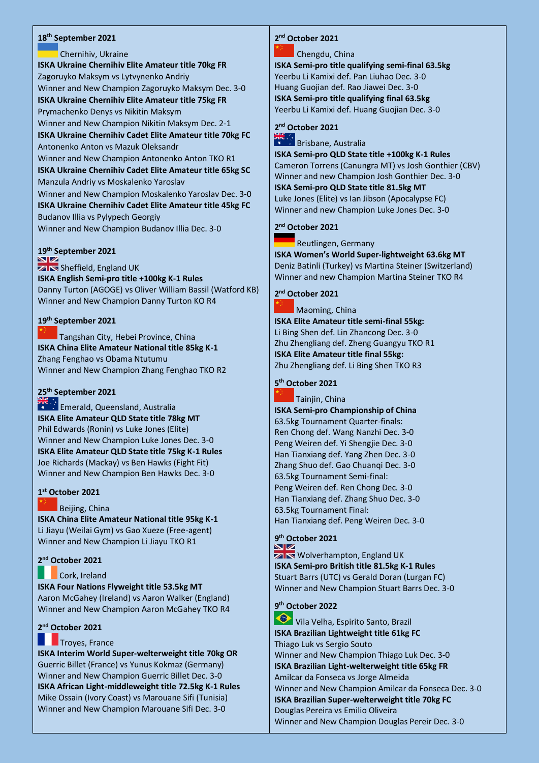**18th September 2021**

Chernihiv, Ukraine

**ISKA Ukraine Chernihiv Elite Amateur title 70kg FR**
Zagoruyko Maksym vs Lytvynenko Andriy
Winner and New Champion Zagoruyko Maksym Dec. 3-0

**ISKA Ukraine Chernihiv Elite Amateur title 75kg FR**
Prymachenko Denys vs Nikitin Maksym
Winner and New Champion Nikitin Maksym Dec. 2-1

**ISKA Ukraine Chernihiv Cadet Elite Amateur title 70kg FC**
Antonenko Anton vs Mazuk Oleksandr
Winner and New Champion Antonenko Anton TKO R1

**ISKA Ukraine Chernihiv Cadet Elite Amateur title 65kg SC**
Manzula Andriy vs Moskalenko Yaroslav
Winner and New Champion Moskalenko Yaroslav Dec. 3-0

**ISKA Ukraine Chernihiv Cadet Elite Amateur title 45kg FC**
Budanov Illia vs Pylypech Georgiy
Winner and New Champion Budanov Illia Dec. 3-0

**19th September 2021**

Sheffield, England UK

**ISKA English Semi-pro title +100kg K-1 Rules**
Danny Turton (AGOGE) vs Oliver William Bassil (Watford KB)
Winner and New Champion Danny Turton KO R4

**19th September 2021**

Tangshan City, Hebei Province, China

**ISKA China Elite Amateur National title 85kg K-1**
Zhang Fenghao vs Obama Ntutumu
Winner and New Champion Zhang Fenghao TKO R2

**25th September 2021**

Emerald, Queensland, Australia

**ISKA Elite Amateur QLD State title 78kg MT**
Phil Edwards (Ronin) vs Luke Jones (Elite)
Winner and New Champion Luke Jones Dec. 3-0

**ISKA Elite Amateur QLD State title 75kg K-1 Rules**
Joe Richards (Mackay) vs Ben Hawks (Fight Fit)
Winner and New Champion Ben Hawks Dec. 3-0

**1st October 2021**

Beijing, China

**ISKA China Elite Amateur National title 95kg K-1**
Li Jiayu (Weilai Gym) vs Gao Xueze (Free-agent)
Winner and New Champion Li Jiayu TKO R1

**2nd October 2021**

Cork, Ireland

**ISKA Four Nations Flyweight title 53.5kg MT**
Aaron McGahey (Ireland) vs Aaron Walker (England)
Winner and New Champion Aaron McGahey TKO R4

**2nd October 2021**

Troyes, France

**ISKA Interim World Super-welterweight title 70kg OR**
Guerric Billet (France) vs Yunus Kokmaz (Germany)
Winner and New Champion Guerric Billet Dec. 3-0

**ISKA African Light-middleweight title 72.5kg K-1 Rules**
Mike Ossain (Ivory Coast) vs Marouane Sifi (Tunisia)
Winner and New Champion Marouane Sifi Dec. 3-0

**2nd October 2021**

Chengdu, China

**ISKA Semi-pro title qualifying semi-final 63.5kg**
Yeerbu Li Kamixi def. Pan Liuhao Dec. 3-0
Huang Guojian def. Rao Jiawei Dec. 3-0

**ISKA Semi-pro title qualifying final 63.5kg**
Yeerbu Li Kamixi def. Huang Guojian Dec. 3-0

**2nd October 2021**

Brisbane, Australia

**ISKA Semi-pro QLD State title +100kg K-1 Rules**
Cameron Torrens (Canungra MT) vs Josh Gonthier (CBV)
Winner and new Champion Josh Gonthier Dec. 3-0

**ISKA Semi-pro QLD State title 81.5kg MT**
Luke Jones (Elite) vs Ian Jibson (Apocalypse FC)
Winner and new Champion Luke Jones Dec. 3-0

**2nd October 2021**

Reutlingen, Germany

**ISKA Women's World Super-lightweight 63.6kg MT**
Deniz Batinli (Turkey) vs Martina Steiner (Switzerland)
Winner and new Champion Martina Steiner TKO R4

**2nd October 2021**

Maoming, China

**ISKA Elite Amateur title semi-final 55kg:**
Li Bing Shen def. Lin Zhancong Dec. 3-0
Zhu Zhengliang def. Zheng Guangyu TKO R1

**ISKA Elite Amateur title final 55kg:**
Zhu Zhengliang def. Li Bing Shen TKO R3

**5th October 2021**

Tainjin, China

**ISKA Semi-pro Championship of China**
63.5kg Tournament Quarter-finals:
Ren Chong def. Wang Nanzhi Dec. 3-0
Peng Weiren def. Yi Shengjie Dec. 3-0
Han Tianxiang def. Yang Zhen Dec. 3-0
Zhang Shuo def. Gao Chuanqi Dec. 3-0
63.5kg Tournament Semi-final:
Peng Weiren def. Ren Chong Dec. 3-0
Han Tianxiang def. Zhang Shuo Dec. 3-0
63.5kg Tournament Final:
Han Tianxiang def. Peng Weiren Dec. 3-0

**9th October 2021**

Wolverhampton, England UK

**ISKA Semi-pro British title 81.5kg K-1 Rules**
Stuart Barrs (UTC) vs Gerald Doran (Lurgan FC)
Winner and New Champion Stuart Barrs Dec. 3-0

**9th October 2022**

Vila Velha, Espirito Santo, Brazil

**ISKA Brazilian Lightweight title 61kg FC**
Thiago Luk vs Sergio Souto
Winner and New Champion Thiago Luk Dec. 3-0

**ISKA Brazilian Light-welterweight title 65kg FR**
Amilcar da Fonseca vs Jorge Almeida
Winner and New Champion Amilcar da Fonseca Dec. 3-0

**ISKA Brazilian Super-welterweight title 70kg FC**
Douglas Pereira vs Emilio Oliveira
Winner and New Champion Douglas Pereir Dec. 3-0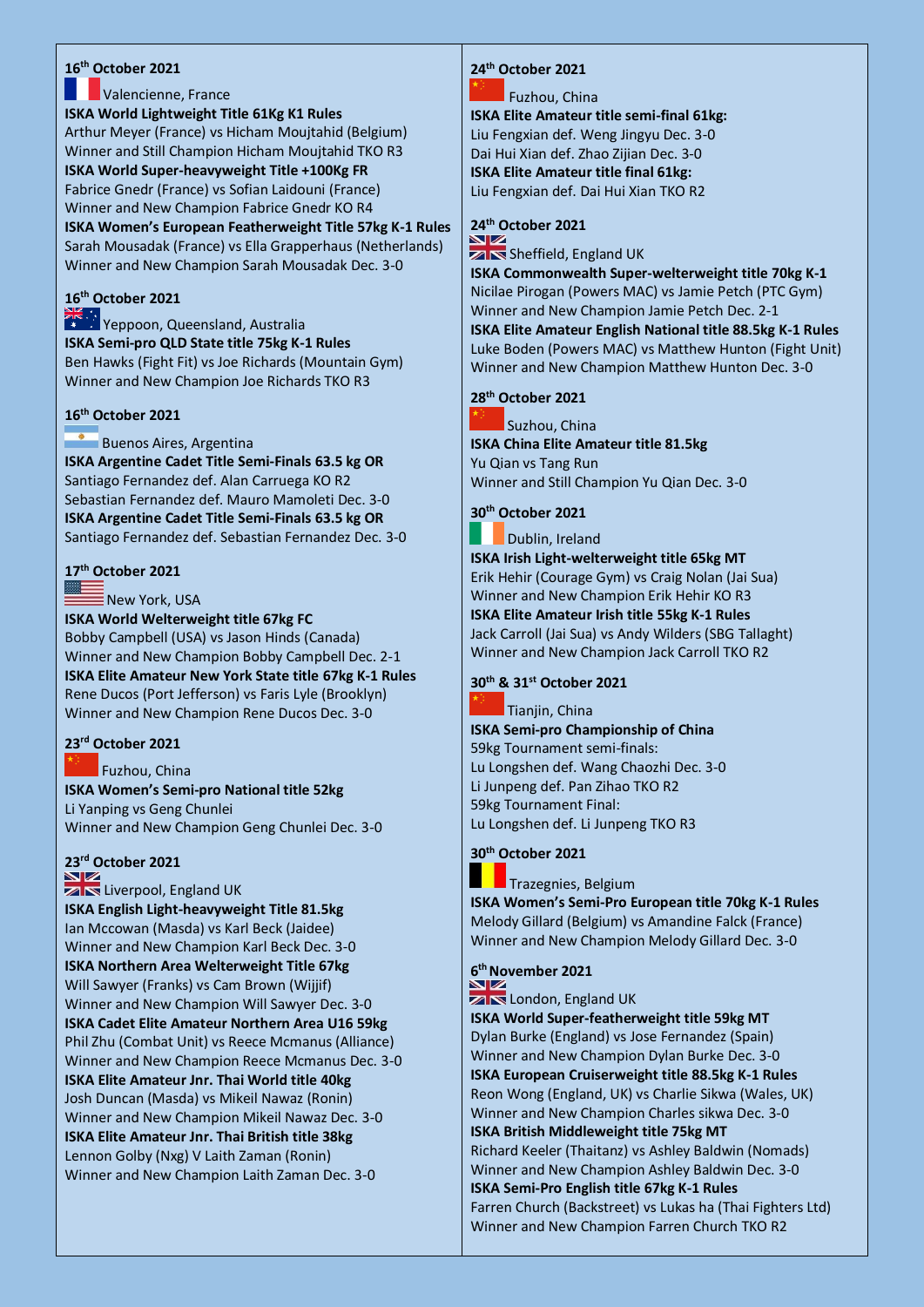### 16th October 2021

Valencienne, France

**ISKA World Lightweight Title 61Kg K1 Rules**
Arthur Meyer (France) vs Hicham Moujtahid (Belgium)
Winner and Still Champion Hicham Moujtahid TKO R3

**ISKA World Super-heavyweight Title +100Kg FR**
Fabrice Gnedr (France) vs Sofian Laidouni (France)
Winner and New Champion Fabrice Gnedr KO R4

**ISKA Women's European Featherweight Title 57kg K-1 Rules**
Sarah Mousadak (France) vs Ella Grapperhaus (Netherlands)
Winner and New Champion Sarah Mousadak Dec. 3-0

### 16th October 2021

Yeppoon, Queensland, Australia

**ISKA Semi-pro QLD State title 75kg K-1 Rules**
Ben Hawks (Fight Fit) vs Joe Richards (Mountain Gym)
Winner and New Champion Joe Richards TKO R3

### 16th October 2021

Buenos Aires, Argentina

**ISKA Argentine Cadet Title Semi-Finals 63.5 kg OR**
Santiago Fernandez def. Alan Carruega KO R2
Sebastian Fernandez def. Mauro Mamoleti Dec. 3-0

**ISKA Argentine Cadet Title Semi-Finals 63.5 kg OR**
Santiago Fernandez def. Sebastian Fernandez Dec. 3-0

### 17th October 2021

New York, USA

**ISKA World Welterweight title 67kg FC**
Bobby Campbell (USA) vs Jason Hinds (Canada)
Winner and New Champion Bobby Campbell Dec. 2-1

**ISKA Elite Amateur New York State title 67kg K-1 Rules**
Rene Ducos (Port Jefferson) vs Faris Lyle (Brooklyn)
Winner and New Champion Rene Ducos Dec. 3-0

### 23rd October 2021

Fuzhou, China

**ISKA Women's Semi-pro National title 52kg**
Li Yanping vs Geng Chunlei
Winner and New Champion Geng Chunlei Dec. 3-0

### 23rd October 2021

Liverpool, England UK

**ISKA English Light-heavyweight Title 81.5kg**
Ian Mccowan (Masda) vs Karl Beck (Jaidee)
Winner and New Champion Karl Beck Dec. 3-0

**ISKA Northern Area Welterweight Title 67kg**
Will Sawyer (Franks) vs Cam Brown (Wijjif)
Winner and New Champion Will Sawyer Dec. 3-0

**ISKA Cadet Elite Amateur Northern Area U16 59kg**
Phil Zhu (Combat Unit) vs Reece Mcmanus (Alliance)
Winner and New Champion Reece Mcmanus Dec. 3-0

**ISKA Elite Amateur Jnr. Thai World title 40kg**
Josh Duncan (Masda) vs Mikeil Nawaz (Ronin)
Winner and New Champion Mikeil Nawaz Dec. 3-0

**ISKA Elite Amateur Jnr. Thai British title 38kg**
Lennon Golby (Nxg) V Laith Zaman (Ronin)
Winner and New Champion Laith Zaman Dec. 3-0

### 24th October 2021

Fuzhou, China

**ISKA Elite Amateur title semi-final 61kg:**
Liu Fengxian def. Weng Jingyu Dec. 3-0
Dai Hui Xian def. Zhao Zijian Dec. 3-0

**ISKA Elite Amateur title final 61kg:**
Liu Fengxian def. Dai Hui Xian TKO R2

### 24th October 2021

Sheffield, England UK

**ISKA Commonwealth Super-welterweight title 70kg K-1**
Nicilae Pirogan (Powers MAC) vs Jamie Petch (PTC Gym)
Winner and New Champion Jamie Petch Dec. 2-1

**ISKA Elite Amateur English National title 88.5kg K-1 Rules**
Luke Boden (Powers MAC) vs Matthew Hunton (Fight Unit)
Winner and New Champion Matthew Hunton Dec. 3-0

### 28th October 2021

Suzhou, China

**ISKA China Elite Amateur title 81.5kg**
Yu Qian vs Tang Run
Winner and Still Champion Yu Qian Dec. 3-0

### 30th October 2021

Dublin, Ireland

**ISKA Irish Light-welterweight title 65kg MT**
Erik Hehir (Courage Gym) vs Craig Nolan (Jai Sua)
Winner and New Champion Erik Hehir KO R3

**ISKA Elite Amateur Irish title 55kg K-1 Rules**
Jack Carroll (Jai Sua) vs Andy Wilders (SBG Tallaght)
Winner and New Champion Jack Carroll TKO R2

### 30th & 31st October 2021

Tianjin, China

**ISKA Semi-pro Championship of China**
59kg Tournament semi-finals:
Lu Longshen def. Wang Chaozhi Dec. 3-0
Li Junpeng def. Pan Zihao TKO R2
59kg Tournament Final:
Lu Longshen def. Li Junpeng TKO R3

### 30th October 2021

Trazegnies, Belgium

**ISKA Women's Semi-Pro European title 70kg K-1 Rules**
Melody Gillard (Belgium) vs Amandine Falck (France)
Winner and New Champion Melody Gillard Dec. 3-0

### 6th November 2021

London, England UK

**ISKA World Super-featherweight title 59kg MT**
Dylan Burke (England) vs Jose Fernandez (Spain)
Winner and New Champion Dylan Burke Dec. 3-0

**ISKA European Cruiserweight title 88.5kg K-1 Rules**
Reon Wong (England, UK) vs Charlie Sikwa (Wales, UK)
Winner and New Champion Charles sikwa Dec. 3-0

**ISKA British Middleweight title 75kg MT**
Richard Keeler (Thaitanz) vs Ashley Baldwin (Nomads)
Winner and New Champion Ashley Baldwin Dec. 3-0

**ISKA Semi-Pro English title 67kg K-1 Rules**
Farren Church (Backstreet) vs Lukas ha (Thai Fighters Ltd)
Winner and New Champion Farren Church TKO R2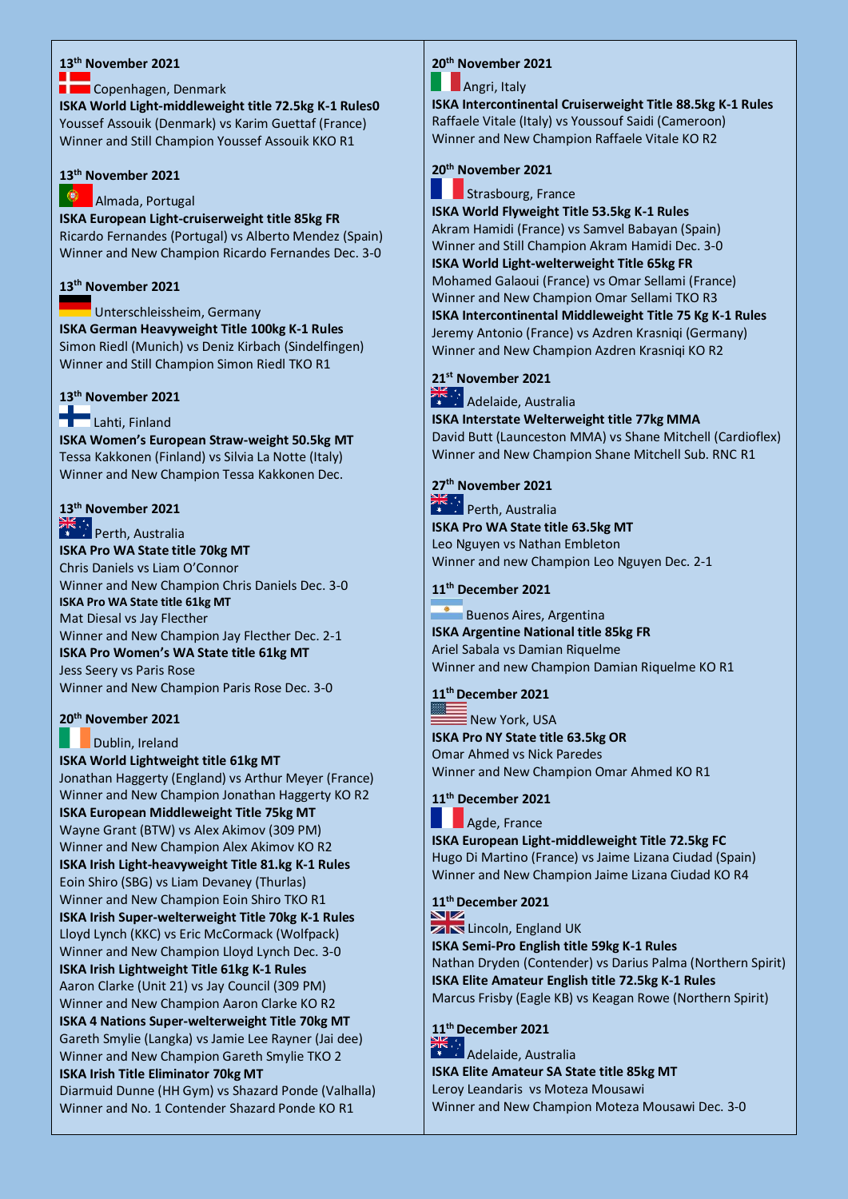**13th November 2021**

Copenhagen, Denmark

**ISKA World Light-middleweight title 72.5kg K-1 Rules0**
Youssef Assouik (Denmark) vs Karim Guettaf (France)
Winner and Still Champion Youssef Assouik KKO R1

**13th November 2021**

Almada, Portugal

**ISKA European Light-cruiserweight title 85kg FR**
Ricardo Fernandes (Portugal) vs Alberto Mendez (Spain)
Winner and New Champion Ricardo Fernandes Dec. 3-0

**13th November 2021**

Unterschleissheim, Germany

**ISKA German Heavyweight Title 100kg K-1 Rules**
Simon Riedl (Munich) vs Deniz Kirbach (Sindelfingen)
Winner and Still Champion Simon Riedl TKO R1

**13th November 2021**

Lahti, Finland

**ISKA Women's European Straw-weight 50.5kg MT**
Tessa Kakkonen (Finland) vs Silvia La Notte (Italy)
Winner and New Champion Tessa Kakkonen Dec.

**13th November 2021**

Perth, Australia

**ISKA Pro WA State title 70kg MT**
Chris Daniels vs Liam O'Connor
Winner and New Champion Chris Daniels Dec. 3-0

**ISKA Pro WA State title 61kg MT**
Mat Diesal vs Jay Flecther
Winner and New Champion Jay Flecther Dec. 2-1

**ISKA Pro Women's WA State title 61kg MT**
Jess Seery vs Paris Rose
Winner and New Champion Paris Rose Dec. 3-0

**20th November 2021**

Dublin, Ireland

**ISKA World Lightweight title 61kg MT**
Jonathan Haggerty (England) vs Arthur Meyer (France)
Winner and New Champion Jonathan Haggerty KO R2

**ISKA European Middleweight Title 75kg MT**
Wayne Grant (BTW) vs Alex Akimov (309 PM)
Winner and New Champion Alex Akimov KO R2

**ISKA Irish Light-heavyweight Title 81.kg K-1 Rules**
Eoin Shiro (SBG) vs Liam Devaney (Thurlas)
Winner and New Champion Eoin Shiro TKO R1

**ISKA Irish Super-welterweight Title 70kg K-1 Rules**
Lloyd Lynch (KKC) vs Eric McCormack (Wolfpack)
Winner and New Champion Lloyd Lynch Dec. 3-0

**ISKA Irish Lightweight Title 61kg K-1 Rules**
Aaron Clarke (Unit 21) vs Jay Council (309 PM)
Winner and New Champion Aaron Clarke KO R2

**ISKA 4 Nations Super-welterweight Title 70kg MT**
Gareth Smylie (Langka) vs Jamie Lee Rayner (Jai dee)
Winner and New Champion Gareth Smylie TKO 2

**ISKA Irish Title Eliminator 70kg MT**
Diarmuid Dunne (HH Gym) vs Shazard Ponde (Valhalla)
Winner and No. 1 Contender Shazard Ponde KO R1

**20th November 2021**

Angri, Italy

**ISKA Intercontinental Cruiserweight Title 88.5kg K-1 Rules**
Raffaele Vitale (Italy) vs Youssouf Saidi (Cameroon)
Winner and New Champion Raffaele Vitale KO R2

**20th November 2021**

Strasbourg, France

**ISKA World Flyweight Title 53.5kg K-1 Rules**
Akram Hamidi (France) vs Samvel Babayan (Spain)
Winner and Still Champion Akram Hamidi Dec. 3-0

**ISKA World Light-welterweight Title 65kg FR**
Mohamed Galaoui (France) vs Omar Sellami (France)
Winner and New Champion Omar Sellami TKO R3

**ISKA Intercontinental Middleweight Title 75 Kg K-1 Rules**
Jeremy Antonio (France) vs Azdren Krasniqi (Germany)
Winner and New Champion Azdren Krasniqi KO R2

**21st November 2021**

Adelaide, Australia

**ISKA Interstate Welterweight title 77kg MMA**
David Butt (Launceston MMA) vs Shane Mitchell (Cardioflex)
Winner and New Champion Shane Mitchell Sub. RNC R1

**27th November 2021**

Perth, Australia

**ISKA Pro WA State title 63.5kg MT**
Leo Nguyen vs Nathan Embleton
Winner and new Champion Leo Nguyen Dec. 2-1

**11th December 2021**

Buenos Aires, Argentina

**ISKA Argentine National title 85kg FR**
Ariel Sabala vs Damian Riquelme
Winner and new Champion Damian Riquelme KO R1

**11th December 2021**

New York, USA

**ISKA Pro NY State title 63.5kg OR**
Omar Ahmed vs Nick Paredes
Winner and New Champion Omar Ahmed KO R1

**11th December 2021**

Agde, France

**ISKA European Light-middleweight Title 72.5kg FC**
Hugo Di Martino (France) vs Jaime Lizana Ciudad (Spain)
Winner and New Champion Jaime Lizana Ciudad KO R4

**11th December 2021**

Lincoln, England UK

**ISKA Semi-Pro English title 59kg K-1 Rules**
Nathan Dryden (Contender) vs Darius Palma (Northern Spirit)

**ISKA Elite Amateur English title 72.5kg K-1 Rules**
Marcus Frisby (Eagle KB) vs Keagan Rowe (Northern Spirit)

**11th December 2021**

Adelaide, Australia

**ISKA Elite Amateur SA State title 85kg MT**
Leroy Leandaris vs Moteza Mousawi
Winner and New Champion Moteza Mousawi Dec. 3-0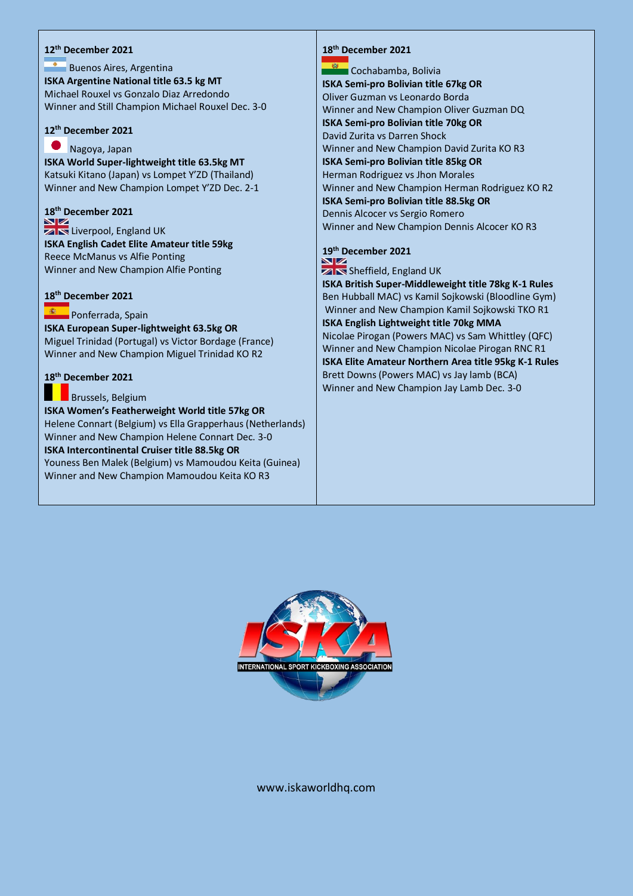**12th December 2021**

Buenos Aires, Argentina

**ISKA Argentine National title 63.5 kg MT**

Michael Rouxel vs Gonzalo Diaz Arredondo

Winner and Still Champion Michael Rouxel Dec. 3-0

**12th December 2021**

Nagoya, Japan

**ISKA World Super-lightweight title 63.5kg MT**

Katsuki Kitano (Japan) vs Lompet Y'ZD (Thailand)

Winner and New Champion Lompet Y'ZD Dec. 2-1

**18th December 2021**

Liverpool, England UK

**ISKA English Cadet Elite Amateur title 59kg**

Reece McManus vs Alfie Ponting

Winner and New Champion Alfie Ponting

**18th December 2021**

Ponferrada, Spain

**ISKA European Super-lightweight 63.5kg OR**

Miguel Trinidad (Portugal) vs Victor Bordage (France)

Winner and New Champion Miguel Trinidad KO R2

**18th December 2021**

Brussels, Belgium

**ISKA Women's Featherweight World title 57kg OR**

Helene Connart (Belgium) vs Ella Grapperhaus (Netherlands)

Winner and New Champion Helene Connart Dec. 3-0

**ISKA Intercontinental Cruiser title 88.5kg OR**

Youness Ben Malek (Belgium) vs Mamoudou Keita (Guinea)

Winner and New Champion Mamoudou Keita KO R3

**18th December 2021**

Cochabamba, Bolivia

**ISKA Semi-pro Bolivian title 67kg OR**

Oliver Guzman vs Leonardo Borda

Winner and New Champion Oliver Guzman DQ

**ISKA Semi-pro Bolivian title 70kg OR**

David Zurita vs Darren Shock

Winner and New Champion David Zurita KO R3

**ISKA Semi-pro Bolivian title 85kg OR**

Herman Rodriguez vs Jhon Morales

Winner and New Champion Herman Rodriguez KO R2

**ISKA Semi-pro Bolivian title 88.5kg OR**

Dennis Alcocer vs Sergio Romero

Winner and New Champion Dennis Alcocer KO R3

**19th December 2021**

Sheffield, England UK

**ISKA British Super-Middleweight title 78kg K-1 Rules**

Ben Hubball MAC) vs Kamil Sojkowski (Bloodline Gym)

Winner and New Champion Kamil Sojkowski TKO R1

**ISKA English Lightweight title 70kg MMA**

Nicolae Pirogan (Powers MAC) vs Sam Whittley (QFC)

Winner and New Champion Nicolae Pirogan RNC R1

**ISKA Elite Amateur Northern Area title 95kg K-1 Rules**

Brett Downs (Powers MAC) vs Jay lamb (BCA)

Winner and New Champion Jay Lamb Dec. 3-0

ISKA

INTERNATIONAL SPORT KICKBOXING ASSOCIATION

www.iskaworldhq.com